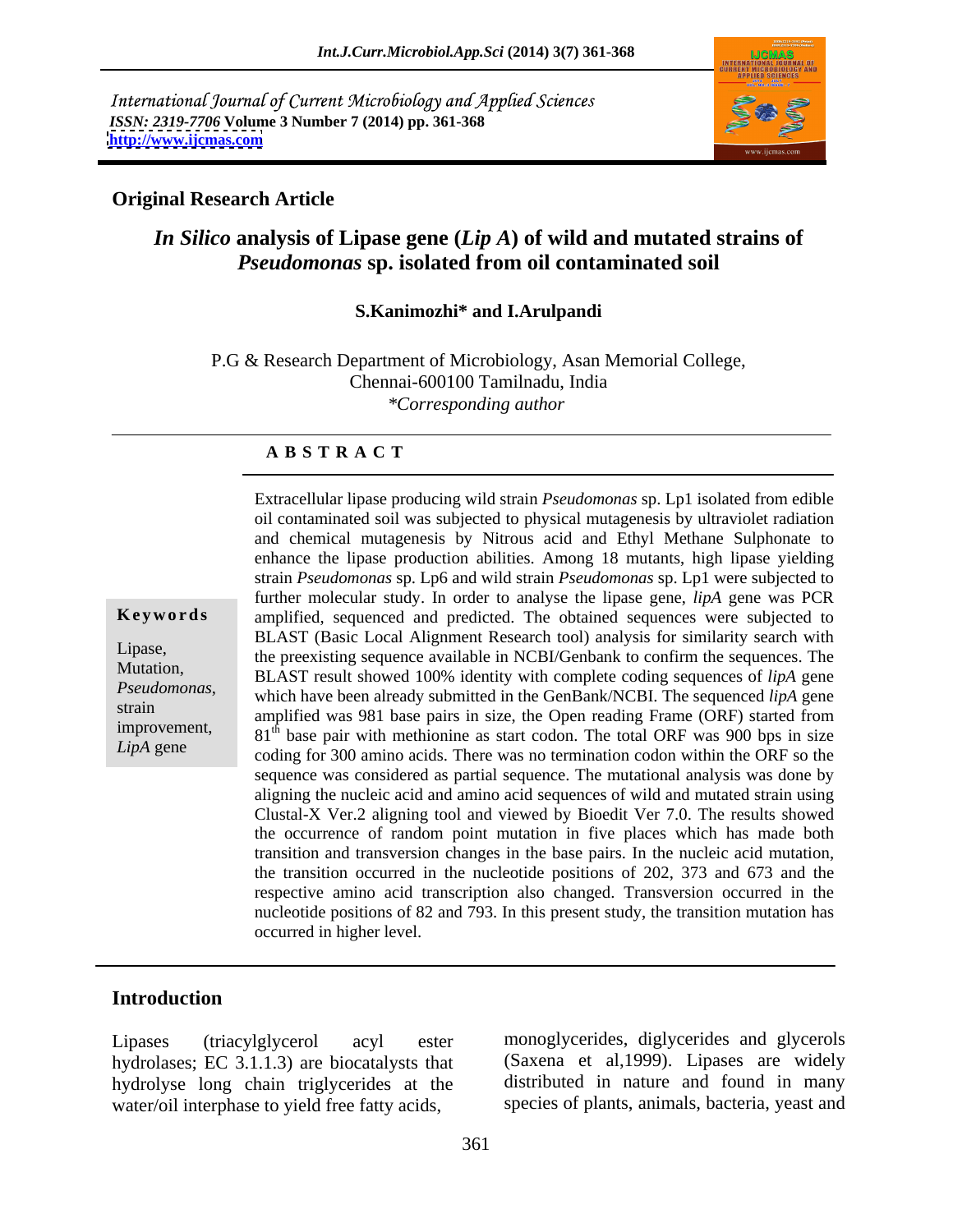International Journal of Current Microbiology and Applied Sciences
*ISSN: 2319-7706* **Volume 3 Number 7 (2014) pp. 361-368**
**http://www.ijcmas.com**

**Original Research Article**

# *In Silico* analysis of Lipase gene (*Lip A*) of wild and mutated strains of *Pseudomonas* sp. isolated from oil contaminated soil

**S.Kanimozhi\* and I.Arulpandi**

P.G & Research Department of Microbiology, Asan Memorial College, Chennai-600100 Tamilnadu, India
*\*Corresponding author*

## A B S T R A C T

**Keywords**

Lipase, Mutation, *Pseudomonas*, strain improvement, *LipA* gene

Extracellular lipase producing wild strain *Pseudomonas* sp. Lp1 isolated from edible oil contaminated soil was subjected to physical mutagenesis by ultraviolet radiation and chemical mutagenesis by Nitrous acid and Ethyl Methane Sulphonate to enhance the lipase production abilities. Among 18 mutants, high lipase yielding strain *Pseudomonas* sp. Lp6 and wild strain *Pseudomonas* sp. Lp1 were subjected to further molecular study. In order to analyse the lipase gene, *lipA* gene was PCR amplified, sequenced and predicted. The obtained sequences were subjected to BLAST (Basic Local Alignment Research tool) analysis for similarity search with the preexisting sequence available in NCBI/Genbank to confirm the sequences. The BLAST result showed 100% identity with complete coding sequences of *lipA* gene which have been already submitted in the GenBank/NCBI. The sequenced *lipA* gene amplified was 981 base pairs in size, the Open reading Frame (ORF) started from $81^{th}$ base pair with methionine as start codon. The total ORF was 900 bps in size coding for 300 amino acids. There was no termination codon within the ORF so the sequence was considered as partial sequence. The mutational analysis was done by aligning the nucleic acid and amino acid sequences of wild and mutated strain using Clustal-X Ver.2 aligning tool and viewed by Bioedit Ver 7.0. The results showed the occurrence of random point mutation in five places which has made both transition and transversion changes in the base pairs. In the nucleic acid mutation, the transition occurred in the nucleotide positions of 202, 373 and 673 and the respective amino acid transcription also changed. Transversion occurred in the nucleotide positions of 82 and 793. In this present study, the transition mutation has occurred in higher level.

## Introduction

Lipases (triacylglycerol acyl ester hydrolases; EC 3.1.1.3) are biocatalysts that hydrolyse long chain triglycerides at the water/oil interphase to yield free fatty acids, monoglycerides, diglycerides and glycerols (Saxena et al,1999). Lipases are widely distributed in nature and found in many species of plants, animals, bacteria, yeast and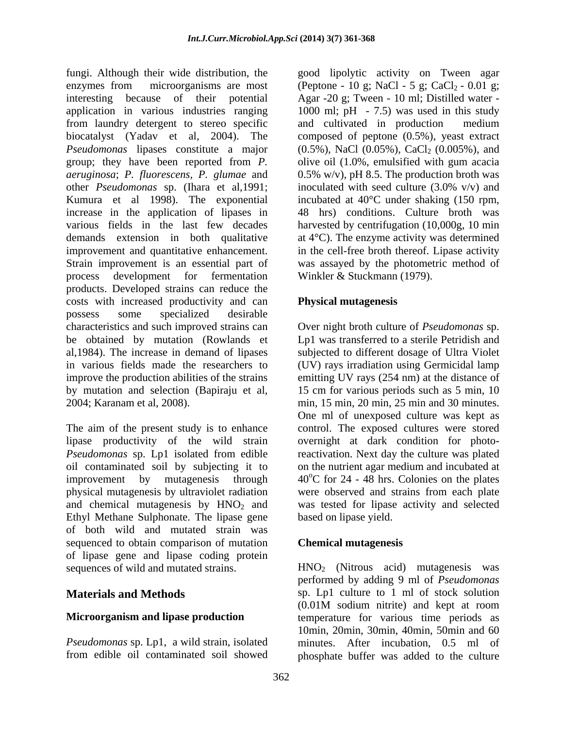fungi. Although their wide distribution, the enzymes from microorganisms are most interesting because of their potential application in various industries ranging from laundry detergent to stereo specific biocatalyst (Yadav et al, 2004). The *Pseudomonas* lipases constitute a major group; they have been reported from *P. aeruginosa*; *P. fluorescens*, *P. glumae* and other *Pseudomonas* sp. (Ihara et al,1991; Kumura et al 1998). The exponential increase in the application of lipases in various fields in the last few decades demands extension in both qualitative improvement and quantitative enhancement. Strain improvement is an essential part of process development for fermentation products. Developed strains can reduce the costs with increased productivity and can possess some specialized desirable characteristics and such improved strains can be obtained by mutation (Rowlands et al,1984). The increase in demand of lipases in various fields made the researchers to improve the production abilities of the strains by mutation and selection (Bapiraju et al, 2004; Karanam et al, 2008).

The aim of the present study is to enhance lipase productivity of the wild strain *Pseudomonas* sp. Lp1 isolated from edible oil contaminated soil by subjecting it to improvement by mutagenesis through physical mutagenesis by ultraviolet radiation and chemical mutagenesis by $HNO_2$ and Ethyl Methane Sulphonate. The lipase gene of both wild and mutated strain was sequenced to obtain comparison of mutation of lipase gene and lipase coding protein sequences of wild and mutated strains.

## Materials and Methods

### Microorganism and lipase production

*Pseudomonas* sp. Lp1, a wild strain, isolated from edible oil contaminated soil showed good lipolytic activity on Tween agar (Peptone - 10 g; NaCl - 5 g; $CaCl_2$ - 0.01 g; Agar -20 g; Tween - 10 ml; Distilled water - 1000 ml; pH - 7.5) was used in this study and cultivated in production medium composed of peptone (0.5%), yeast extract (0.5%), NaCl (0.05%), $CaCl_2$ (0.005%), and olive oil (1.0%, emulsified with gum acacia 0.5% w/v), pH 8.5. The production broth was inoculated with seed culture (3.0% v/v) and incubated at 40°C under shaking (150 rpm, 48 hrs) conditions. Culture broth was harvested by centrifugation (10,000g, 10 min at 4°C). The enzyme activity was determined in the cell-free broth thereof. Lipase activity was assayed by the photometric method of Winkler & Stuckmann (1979).

### Physical mutagenesis

Over night broth culture of *Pseudomonas* sp. Lp1 was transferred to a sterile Petridish and subjected to different dosage of Ultra Violet (UV) rays irradiation using Germicidal lamp emitting UV rays (254 nm) at the distance of 15 cm for various periods such as 5 min, 10 min, 15 min, 20 min, 25 min and 30 minutes. One ml of unexposed culture was kept as control. The exposed cultures were stored overnight at dark condition for photo-reactivation. Next day the culture was plated on the nutrient agar medium and incubated at $40^oC$ for 24 - 48 hrs. Colonies on the plates were observed and strains from each plate was tested for lipase activity and selected based on lipase yield.

### Chemical mutagenesis

$HNO_2$ (Nitrous acid) mutagenesis was performed by adding 9 ml of *Pseudomonas* sp. Lp1 culture to 1 ml of stock solution (0.01M sodium nitrite) and kept at room temperature for various time periods as 10min, 20min, 30min, 40min, 50min and 60 minutes. After incubation, 0.5 ml of phosphate buffer was added to the culture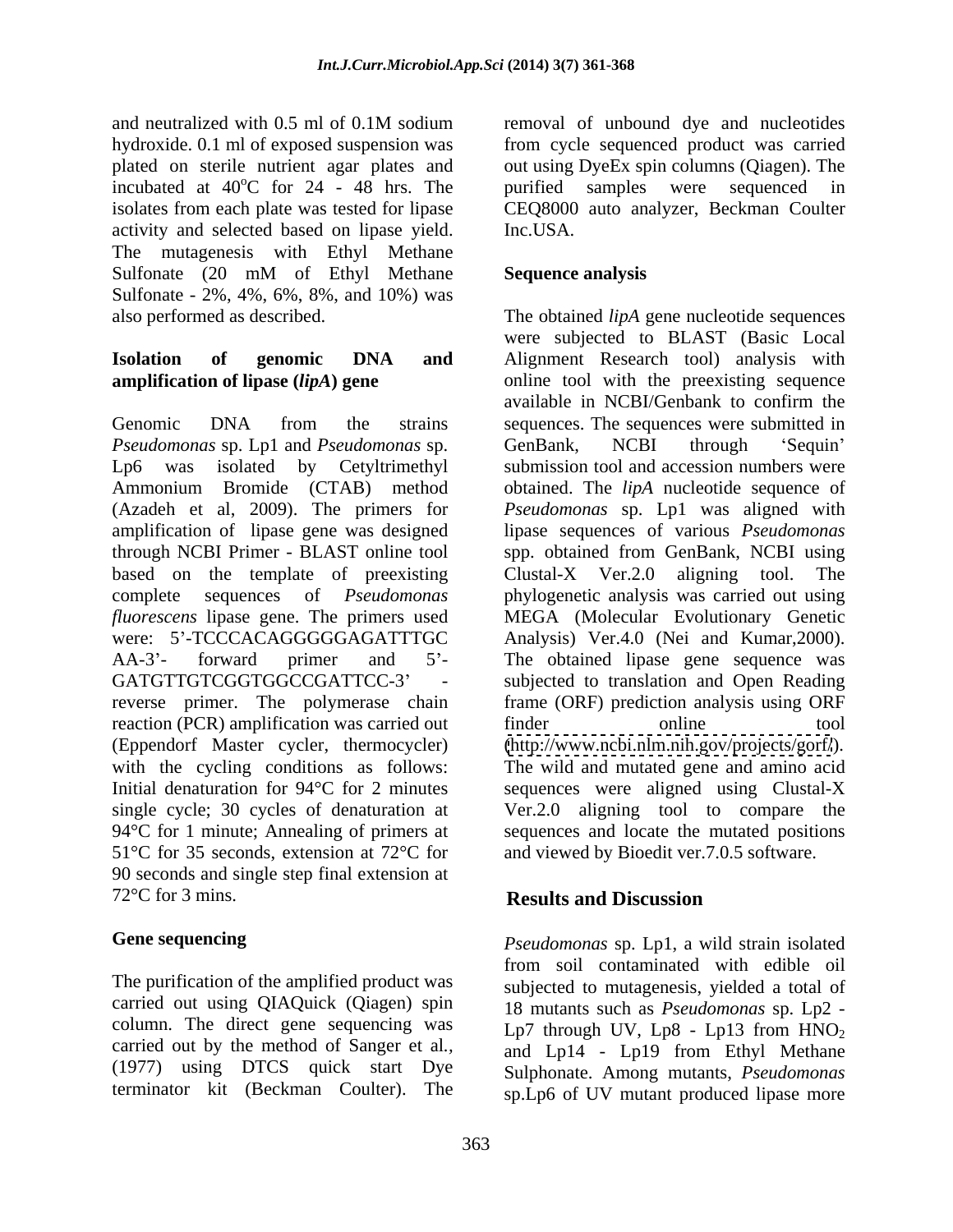and neutralized with 0.5 ml of 0.1M sodium hydroxide. 0.1 ml of exposed suspension was plated on sterile nutrient agar plates and incubated at 40$^{o}$C for 24 - 48 hrs. The isolates from each plate was tested for lipase activity and selected based on lipase yield. The mutagenesis with Ethyl Methane Sulfonate (20 mM of Ethyl Methane Sulfonate - 2%, 4%, 6%, 8%, and 10%) was also performed as described.

**Isolation of genomic DNA and amplification of lipase (*lipA*) gene**

Genomic DNA from the strains *Pseudomonas* sp. Lp1 and *Pseudomonas* sp. Lp6 was isolated by Cetyltrimethyl Ammonium Bromide (CTAB) method (Azadeh et al, 2009). The primers for amplification of lipase gene was designed through NCBI Primer - BLAST online tool based on the template of preexisting complete sequences of *Pseudomonas fluorescens* lipase gene. The primers used were: 5'-TCCCACAGGGGGAGATTTGC AA-3'- forward primer and 5'-GATGTTGTCGGTGGCCGATTCC-3' - reverse primer. The polymerase chain reaction (PCR) amplification was carried out (Eppendorf Master cycler, thermocycler) with the cycling conditions as follows: Initial denaturation for 94°C for 2 minutes single cycle; 30 cycles of denaturation at 94°C for 1 minute; Annealing of primers at 51°C for 35 seconds, extension at 72°C for 90 seconds and single step final extension at 72°C for 3 mins.

**Gene sequencing**

The purification of the amplified product was carried out using QIAQuick (Qiagen) spin column. The direct gene sequencing was carried out by the method of Sanger et al., (1977) using DTCS quick start Dye terminator kit (Beckman Coulter). The removal of unbound dye and nucleotides from cycle sequenced product was carried out using DyeEx spin columns (Qiagen). The purified samples were sequenced in CEQ8000 auto analyzer, Beckman Coulter Inc.USA.

**Sequence analysis**

The obtained *lipA* gene nucleotide sequences were subjected to BLAST (Basic Local Alignment Research tool) analysis with online tool with the preexisting sequence available in NCBI/Genbank to confirm the sequences. The sequences were submitted in GenBank, NCBI through 'Sequin' submission tool and accession numbers were obtained. The *lipA* nucleotide sequence of *Pseudomonas* sp. Lp1 was aligned with lipase sequences of various *Pseudomonas* spp. obtained from GenBank, NCBI using Clustal-X Ver.2.0 aligning tool. The phylogenetic analysis was carried out using MEGA (Molecular Evolutionary Genetic Analysis) Ver.4.0 (Nei and Kumar,2000). The obtained lipase gene sequence was subjected to translation and Open Reading frame (ORF) prediction analysis using ORF finder online tool (http://www.ncbi.nlm.nih.gov/projects/gorf/). The wild and mutated gene and amino acid sequences were aligned using Clustal-X Ver.2.0 aligning tool to compare the sequences and locate the mutated positions and viewed by Bioedit ver.7.0.5 software.

## Results and Discussion

*Pseudomonas* sp. Lp1, a wild strain isolated from soil contaminated with edible oil subjected to mutagenesis, yielded a total of 18 mutants such as *Pseudomonas* sp. Lp2 - Lp7 through UV, Lp8 - Lp13 from $HNO_2$ and Lp14 - Lp19 from Ethyl Methane Sulphonate. Among mutants, *Pseudomonas* sp.Lp6 of UV mutant produced lipase more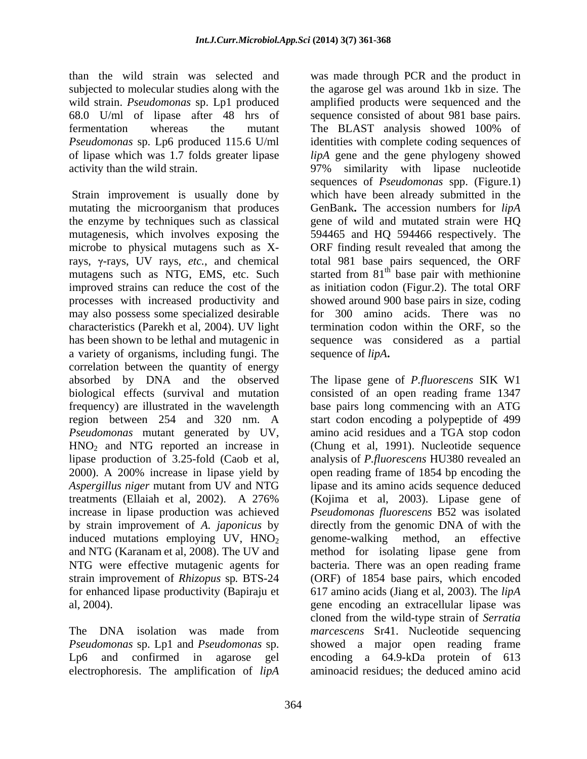than the wild strain was selected and subjected to molecular studies along with the wild strain. *Pseudomonas* sp. Lp1 produced 68.0 U/ml of lipase after 48 hrs of fermentation whereas the mutant *Pseudomonas* sp. Lp6 produced 115.6 U/ml of lipase which was 1.7 folds greater lipase activity than the wild strain.

Strain improvement is usually done by mutating the microorganism that produces the enzyme by techniques such as classical mutagenesis, which involves exposing the microbe to physical mutagens such as X-rays, γ-rays, UV rays, *etc.*, and chemical mutagens such as NTG, EMS, etc. Such improved strains can reduce the cost of the processes with increased productivity and may also possess some specialized desirable characteristics (Parekh et al, 2004). UV light has been shown to be lethal and mutagenic in a variety of organisms, including fungi. The correlation between the quantity of energy absorbed by DNA and the observed biological effects (survival and mutation frequency) are illustrated in the wavelength region between 254 and 320 nm. A *Pseudomonas* mutant generated by UV, $HNO_2$ and NTG reported an increase in lipase production of 3.25-fold (Caob et al, 2000). A 200% increase in lipase yield by *Aspergillus niger* mutant from UV and NTG treatments (Ellaiah et al, 2002). A 276% increase in lipase production was achieved by strain improvement of *A. japonicus* by induced mutations employing UV, $HNO_2$ and NTG (Karanam et al, 2008). The UV and NTG were effective mutagenic agents for strain improvement of *Rhizopus* sp. BTS-24 for enhanced lipase productivity (Bapiraju et al, 2004).

The DNA isolation was made from *Pseudomonas* sp. Lp1 and *Pseudomonas* sp. Lp6 and confirmed in agarose gel electrophoresis. The amplification of *lipA* was made through PCR and the product in the agarose gel was around 1kb in size. The amplified products were sequenced and the sequence consisted of about 981 base pairs. The BLAST analysis showed 100% of identities with complete coding sequences of *lipA* gene and the gene phylogeny showed 97% similarity with lipase nucleotide sequences of *Pseudomonas* spp. (Figure.1) which have been already submitted in the GenBank**.** The accession numbers for *lipA* gene of wild and mutated strain were HQ 594465 and HQ 594466 respectively. The ORF finding result revealed that among the total 981 base pairs sequenced, the ORF started from 81$^{th}$ base pair with methionine as initiation codon (Figur.2). The total ORF showed around 900 base pairs in size, coding for 300 amino acids. There was no termination codon within the ORF, so the sequence was considered as a partial sequence of *lipA***.**

The lipase gene of *P.fluorescens* SIK W1 consisted of an open reading frame 1347 base pairs long commencing with an ATG start codon encoding a polypeptide of 499 amino acid residues and a TGA stop codon (Chung et al, 1991). Nucleotide sequence analysis of *P.fluorescens* HU380 revealed an open reading frame of 1854 bp encoding the lipase and its amino acids sequence deduced (Kojima et al, 2003). Lipase gene of *Pseudomonas fluorescens* B52 was isolated directly from the genomic DNA of with the genome-walking method, an effective method for isolating lipase gene from bacteria. There was an open reading frame (ORF) of 1854 base pairs, which encoded 617 amino acids (Jiang et al, 2003). The *lipA* gene encoding an extracellular lipase was cloned from the wild-type strain of *Serratia marcescens* Sr41. Nucleotide sequencing showed a major open reading frame encoding a 64.9-kDa protein of 613 aminoacid residues; the deduced amino acid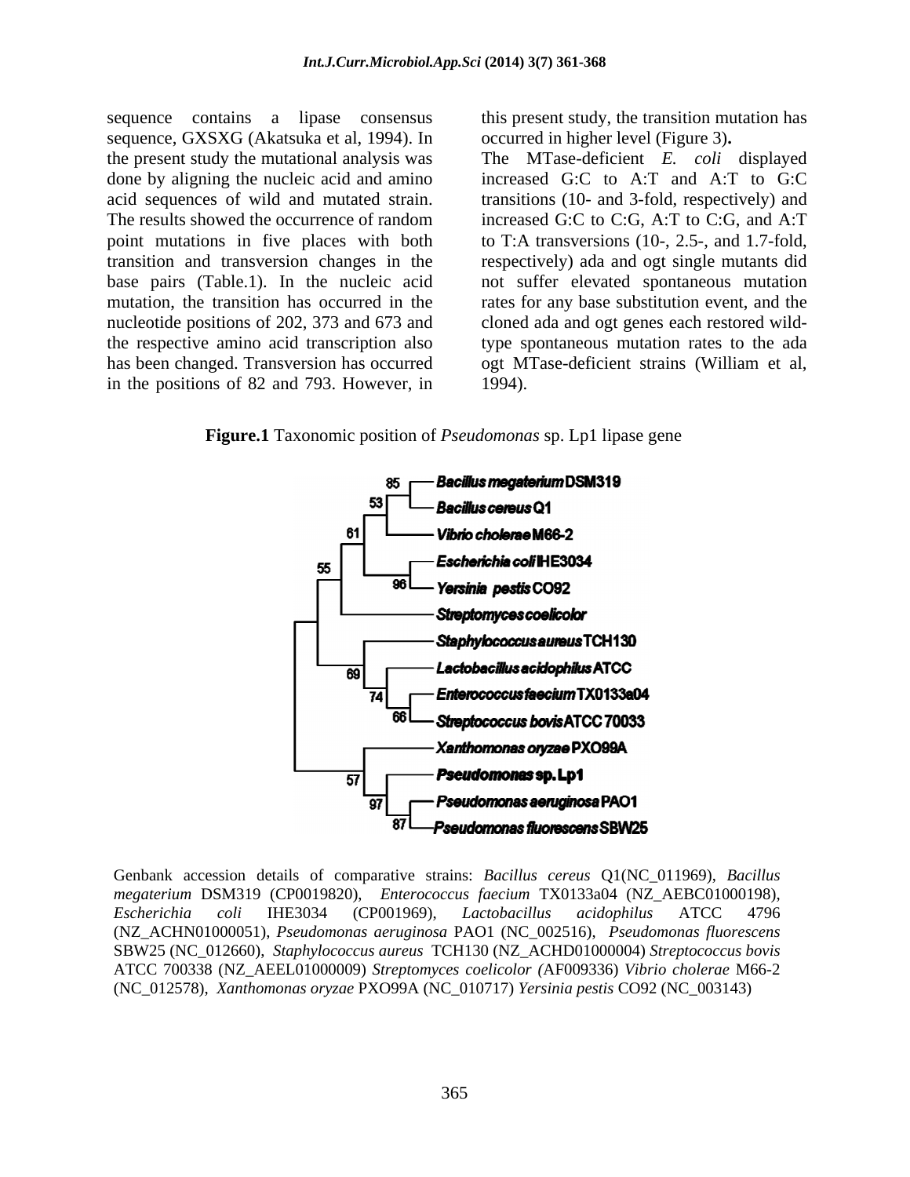sequence contains a lipase consensus sequence, GXSXG (Akatsuka et al, 1994). In the present study the mutational analysis was done by aligning the nucleic acid and amino acid sequences of wild and mutated strain. The results showed the occurrence of random point mutations in five places with both transition and transversion changes in the base pairs (Table.1). In the nucleic acid mutation, the transition has occurred in the nucleotide positions of 202, 373 and 673 and the respective amino acid transcription also has been changed. Transversion has occurred in the positions of 82 and 793. However, in this present study, the transition mutation has occurred in higher level (Figure 3)**.**

The MTase-deficient *E. coli* displayed increased G:C to A:T and A:T to G:C transitions (10- and 3-fold, respectively) and increased G:C to C:G, A:T to C:G, and A:T to T:A transversions (10-, 2.5-, and 1.7-fold, respectively) ada and ogt single mutants did not suffer elevated spontaneous mutation rates for any base substitution event, and the cloned ada and ogt genes each restored wild-type spontaneous mutation rates to the ada ogt MTase-deficient strains (William et al, 1994).

**Figure.1** Taxonomic position of *Pseudomonas* sp. Lp1 lipase gene

Genbank accession details of comparative strains: *Bacillus cereus* Q1(NC_011969), *Bacillus megaterium* DSM319 (CP0019820), *Enterococcus faecium* TX0133a04 (NZ_AEBC01000198), *Escherichia coli* IHE3034 (CP001969), *Lactobacillus acidophilus* ATCC 4796 (NZ_ACHN01000051), *Pseudomonas aeruginosa* PAO1 (NC_002516), *Pseudomonas fluorescens* SBW25 (NC_012660), *Staphylococcus aureus* TCH130 (NZ_ACHD01000004) *Streptococcus bovis* ATCC 700338 (NZ_AEEL01000009) *Streptomyces coelicolor (*AF009336) *Vibrio cholerae* M66-2 (NC_012578), *Xanthomonas oryzae* PXO99A (NC_010717) *Yersinia pestis* CO92 (NC_003143)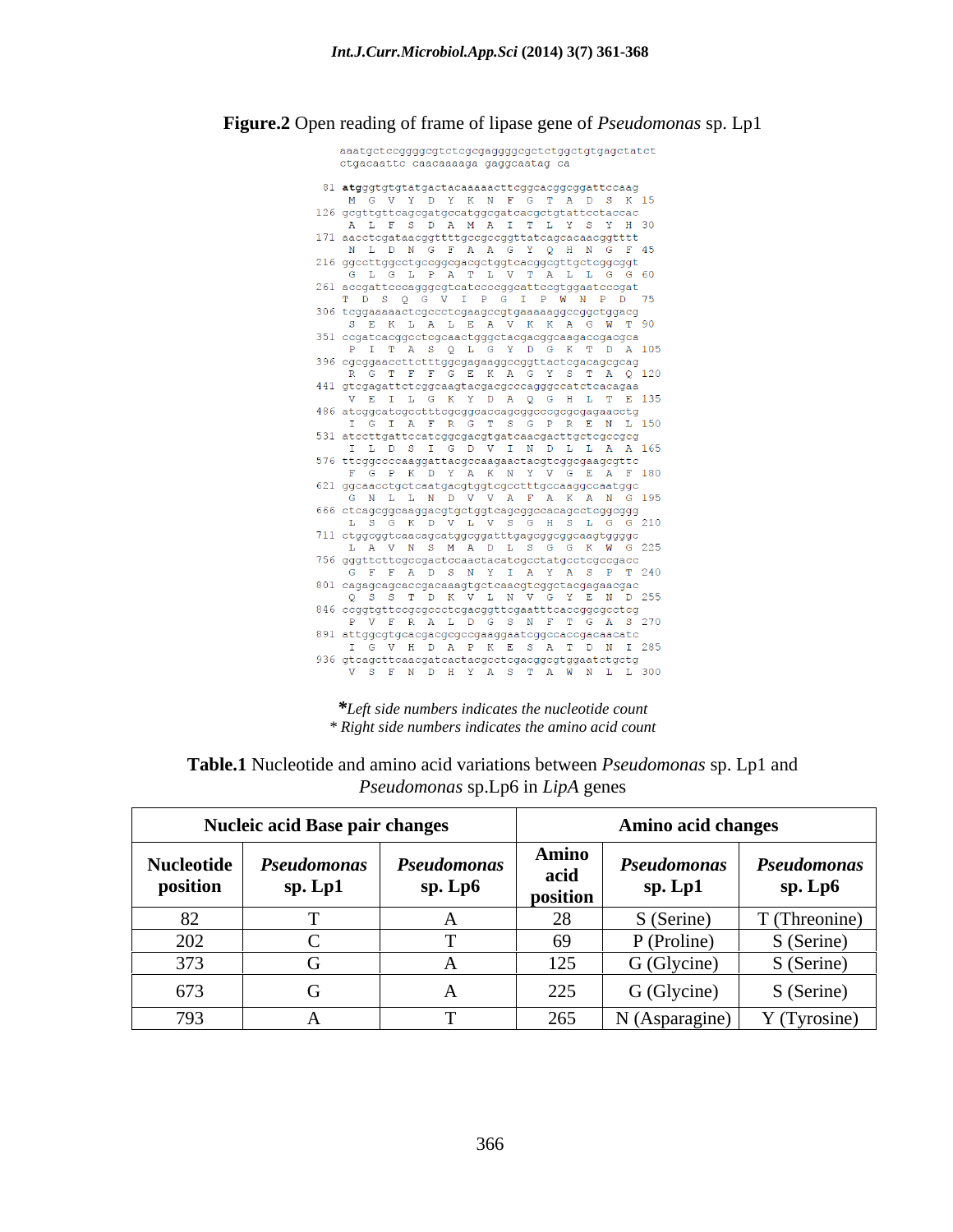**Figure.2** Open reading of frame of lipase gene of *Pseudomonas* sp. Lp1

```
aaatgctccggggcgtctcgcgaggggcgctctggctgtgagctatct
ctgacaattc caacaaaaga gaggcaatag ca

81 atgggtgtgtatgactacaaaaacttcggcacggcggattccaag
    M  G  V  Y  D  Y  K  N  F  G  T  A  D  S  K 15
126 gcgttgttcagcgatgccatggcgatcacgctgtattcctaccac
    A  L  F  S  D  A  M  A  I  T  L  Y  S  Y  H 30
171 aacctcgataacggttttgccgccggttatcagcacaacggtttt
    N  L  D  N  G  F  A  A  G  Y  Q  H  N  G  F 45
216 ggccttggcctgccggcgacgctggtcacggcgttgctcggcggt
    G  L  G  L  P  A  T  L  V  T  A  L  L  G  G 60
261 accgattcccagggcgtcatccccggcattccgtggaatcccgat
    T  D  S  Q  G  V  I  P  G  I  P  W  N  P  D  75
306 tcggaaaaactcgccctcgaagccgtgaaaaaggccggctggacg
    S  E  K  L  A  L  E  A  V  K  K  A  G  W  T 90
351 ccgatcacggcctcgcaactgggctacgacggcaagaccgacgca
    P  I  T  A  S  Q  L  G  Y  D  G  K  T  D  A 105
396 cgcggaaccttctttggcgagaaggccggttactcgacagcgcag
    R  G  T  F  F  G  E  K  A  G  Y  S  T  A  Q 120
441 gtcgagattctcggcaagtacgacgcccagggccatctcacagaa
    V  E  I  L  G  K  Y  D  A  Q  G  H  L  T  E 135
486 atcggcatcgcctttcgcggcaccagcggcccgcgcgagaacctg
    I  G  I  A  F  R  G  T  S  G  P  R  E  N  L 150
531 atccttgattccatcggcgacgtgatcaacgacttgctcgccgcg
    I  L  D  S  I  G  D  V  I  N  D  L  L  A  A 165
576 ttcggccccaaggattacgccaagaactacgtcggcgaagcgttc
    F  G  P  K  D  Y  A  K  N  Y  V  G  E  A  F 180
621 ggcaacctgctcaatgacgtggtcgcctttgccaaggccaatggc
    G  N  L  L  N  D  V  V  A  F  A  K  A  N  G 195
666 ctcagcggcaaggacgtgctggtcagcggccacagcctcggcggg
    L  S  G  K  D  V  L  V  S  G  H  S  L  G  G 210
711 ctggcggtcaacagcatggcggatttgagcggcggcaagtggggc
    L  A  V  N  S  M  A  D  L  S  G  G  K  W  G 225
756 gggttcttcgccgactccaactacatcgcctatgcctcgccgacc
    G  F  F  A  D  S  N  Y  I  A  Y  A  S  P  T 240
801 cagagcagcaccgacaaagtgctcaacgtcggctacgagaacgac
    Q  S  S  T  D  K  V  L  N  V  G  Y  E  N  D 255
846 ccggtgttccgcgccctcgacggttcgaatttcaccggcgcctcg
    P  V  F  R  A  L  D  G  S  N  F  T  G  A  S 270
891 attggcgtgcacgacgcgccgaaggaatcggccaccgacaacatc
    I  G  V  H  D  A  P  K  E  S  A  T  D  N  I 285
936 gtcagcttcaacgatcactacgcctcgacggcgtggaatctgctg
    V  S  F  N  D  H  Y  A  S  T  A  W  N  L  L 300
```

**\****Left side numbers indicates the nucleotide count*

*\* Right side numbers indicates the amino acid count*

**Table.1** Nucleotide and amino acid variations between *Pseudomonas* sp. Lp1 and *Pseudomonas* sp.Lp6 in *LipA* genes

| Nucleic acid Base pair changes | | | Amino acid changes | | |
|---|---|---|---|---|---|
| **Nucleotide position** | ***Pseudomonas* sp. Lp1** | ***Pseudomonas* sp. Lp6** | **Amino acid position** | ***Pseudomonas* sp. Lp1** | ***Pseudomonas* sp. Lp6** |
| 82 | T | A | 28 | S (Serine) | T (Threonine) |
| 202 | C | T | 69 | P (Proline) | S (Serine) |
| 373 | G | A | 125 | G (Glycine) | S (Serine) |
| 673 | G | A | 225 | G (Glycine) | S (Serine) |
| 793 | A | T | 265 | N (Asparagine) | Y (Tyrosine) |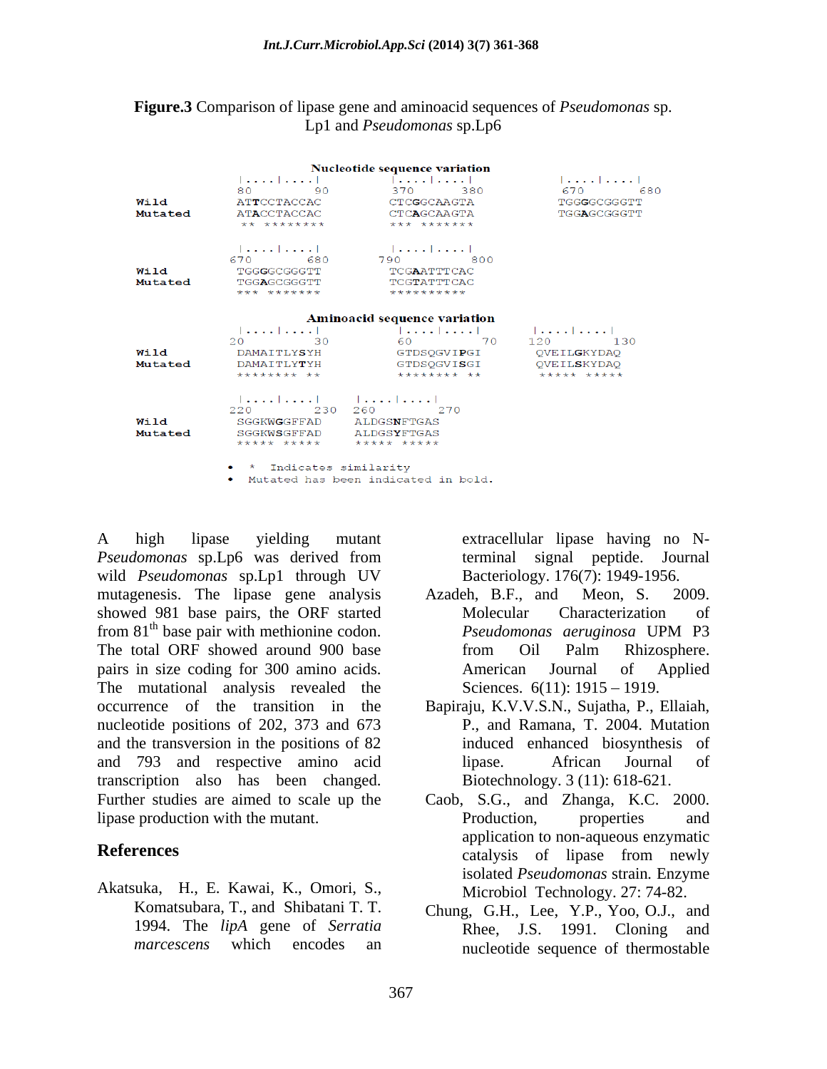**Figure.3** Comparison of lipase gene and aminoacid sequences of *Pseudomonas* sp. Lp1 and *Pseudomonas* sp.Lp6

```
                    Nucleotide sequence variation
          |....|....|          |....|....|          |....|....|
          80       90          370      380         670      680
Wild      ATTCCTACCAC          CTCGGCAAGTA          TGGGGCGGGTT
Mutated   ATACCTACCAC          CTCAGCAAGTA          TGGAGCGGGTT
          ** ********          *** *******

          |....|....|          |....|....|
          670      680         790      800
Wild      TGGGGCGGGTT          TCGAATTTCAC
Mutated   TGGAGCGGGTT          TCGTATTTCAC
          *** *******          **********

                    Aminoacid sequence variation
          |....|....|          |....|....|          |....|....|
          20       30          60       70          120      130
Wild      DAMAITLYSYH          GTDSQGVIPGI          QVEILGKYDAQ
Mutated   DAMAITLYTYH          GTDSQGVISGI          QVEILSKYDAQ
          ******** **          ******** **          ***** *****

          |....|....|     |....|....|
          220      230    260      270
Wild      SGGKWGGFFAD     ALDGSNFTGAS
Mutated   SGGKWSGFFAD     ALDGSYFTGAS
          ***** *****     ***** *****
```

- `*` Indicates similarity
- Mutated has been indicated in bold.

A high lipase yielding mutant *Pseudomonas* sp.Lp6 was derived from wild *Pseudomonas* sp.Lp1 through UV mutagenesis. The lipase gene analysis showed 981 base pairs, the ORF started from 81[th] base pair with methionine codon. The total ORF showed around 900 base pairs in size coding for 300 amino acids. The mutational analysis revealed the occurrence of the transition in the nucleotide positions of 202, 373 and 673 and the transversion in the positions of 82 and 793 and respective amino acid transcription also has been changed. Further studies are aimed to scale up the lipase production with the mutant.

## References

Akatsuka, H., E. Kawai, K., Omori, S., Komatsubara, T., and Shibatani T. T. 1994. The *lipA* gene of *Serratia marcescens* which encodes an extracellular lipase having no N-terminal signal peptide. Journal Bacteriology. 176(7): 1949-1956.

Azadeh, B.F., and Meon, S. 2009. Molecular Characterization of *Pseudomonas aeruginosa* UPM P3 from Oil Palm Rhizosphere. American Journal of Applied Sciences. 6(11): 1915 – 1919.

Bapiraju, K.V.V.S.N., Sujatha, P., Ellaiah, P., and Ramana, T. 2004. Mutation induced enhanced biosynthesis of lipase. African Journal of Biotechnology. 3 (11): 618-621.

Caob, S.G., and Zhanga, K.C. 2000. Production, properties and application to non-aqueous enzymatic catalysis of lipase from newly isolated *Pseudomonas* strain. Enzyme Microbiol Technology. 27: 74-82.

Chung, G.H., Lee, Y.P., Yoo, O.J., and Rhee, J.S. 1991. Cloning and nucleotide sequence of thermostable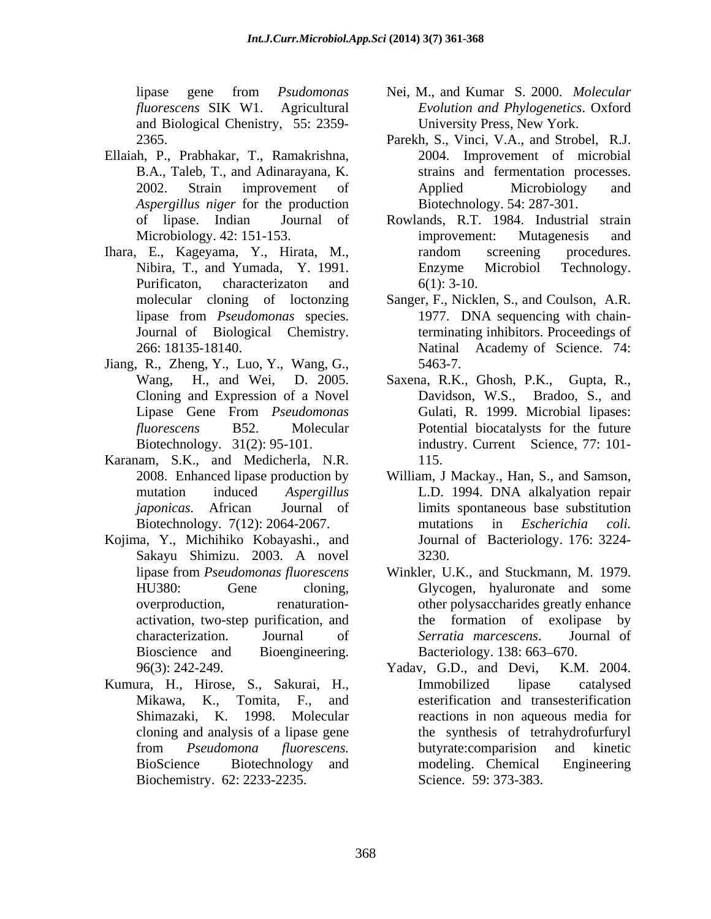lipase gene from *Psudomonas fluorescens* SIK W1. Agricultural and Biological Chenistry, 55: 2359-2365.

Ellaiah, P., Prabhakar, T., Ramakrishna, B.A., Taleb, T., and Adinarayana, K. 2002. Strain improvement of *Aspergillus niger* for the production of lipase. Indian Journal of Microbiology. 42: 151-153.

Ihara, E., Kageyama, Y., Hirata, M., Nibira, T., and Yumada, Y. 1991. Purificaton, characterizaton and molecular cloning of loctonzing lipase from *Pseudomonas* species. Journal of Biological Chemistry. 266: 18135-18140.

Jiang, R., Zheng, Y., Luo, Y., Wang, G., Wang, H., and Wei, D. 2005. Cloning and Expression of a Novel Lipase Gene From *Pseudomonas fluorescens* B52. Molecular Biotechnology. 31(2): 95-101.

Karanam, S.K., and Medicherla, N.R. 2008. Enhanced lipase production by mutation induced *Aspergillus japonicas.* African Journal of Biotechnology. 7(12): 2064-2067.

Kojima, Y., Michihiko Kobayashi., and Sakayu Shimizu. 2003. A novel lipase from *Pseudomonas fluorescens* HU380: Gene cloning, overproduction, renaturation-activation, two-step purification, and characterization. Journal of Bioscience and Bioengineering. 96(3): 242-249.

Kumura, H., Hirose, S., Sakurai, H., Mikawa, K., Tomita, F., and Shimazaki, K. 1998. Molecular cloning and analysis of a lipase gene from *Pseudomona fluorescens.* BioScience Biotechnology and Biochemistry. 62: 2233-2235.

Nei, M., and Kumar S. 2000. *Molecular Evolution and Phylogenetics*. Oxford University Press, New York.

Parekh, S., Vinci, V.A., and Strobel, R.J. 2004. Improvement of microbial strains and fermentation processes. Applied Microbiology and Biotechnology. 54: 287-301.

Rowlands, R.T. 1984. Industrial strain improvement: Mutagenesis and random screening procedures. Enzyme Microbiol Technology. 6(1): 3-10.

Sanger, F., Nicklen, S., and Coulson, A.R. 1977. DNA sequencing with chain-terminating inhibitors. Proceedings of Natinal Academy of Science. 74: 5463-7.

Saxena, R.K., Ghosh, P.K., Gupta, R., Davidson, W.S., Bradoo, S., and Gulati, R. 1999. Microbial lipases: Potential biocatalysts for the future industry. Current Science, 77: 101-115.

William, J Mackay., Han, S., and Samson, L.D. 1994. DNA alkalyation repair limits spontaneous base substitution mutations in *Escherichia coli.* Journal of Bacteriology. 176: 3224-3230.

Winkler, U.K., and Stuckmann, M. 1979. Glycogen, hyaluronate and some other polysaccharides greatly enhance the formation of exolipase by *Serratia marcescens*. Journal of Bacteriology. 138: 663–670.

Yadav, G.D., and Devi, K.M. 2004. Immobilized lipase catalysed esterification and transesterification reactions in non aqueous media for the synthesis of tetrahydrofurfuryl butyrate:comparision and kinetic modeling. Chemical Engineering Science. 59: 373-383.